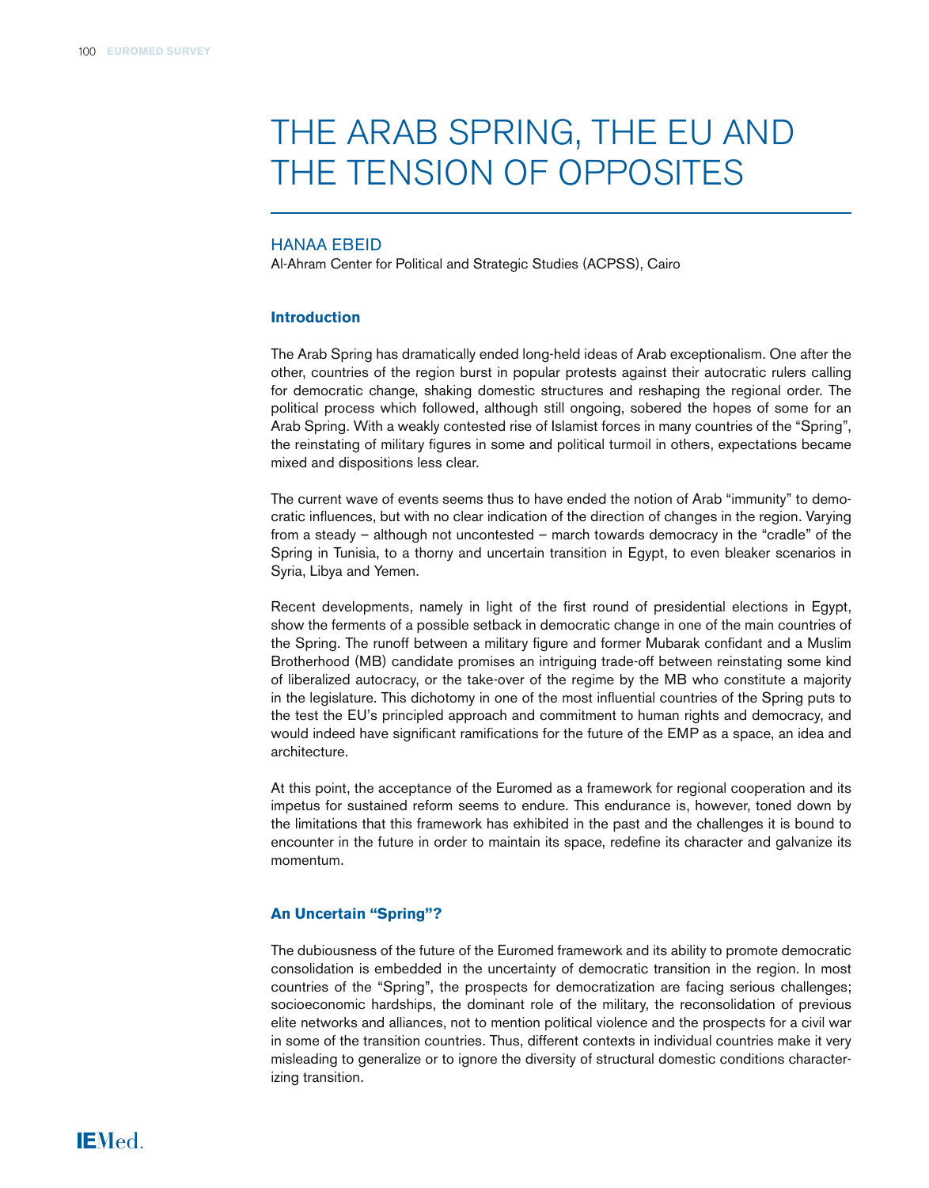# THE ARAB SPRING, THE EU AND THE TENSION OF OPPOSITES

HANAA EBEID
Al-Ahram Center for Political and Strategic Studies (ACPSS), Cairo

## Introduction

The Arab Spring has dramatically ended long-held ideas of Arab exceptionalism. One after the other, countries of the region burst in popular protests against their autocratic rulers calling for democratic change, shaking domestic structures and reshaping the regional order. The political process which followed, although still ongoing, sobered the hopes of some for an Arab Spring. With a weakly contested rise of Islamist forces in many countries of the "Spring", the reinstating of military figures in some and political turmoil in others, expectations became mixed and dispositions less clear.

The current wave of events seems thus to have ended the notion of Arab "immunity" to democratic influences, but with no clear indication of the direction of changes in the region. Varying from a steady – although not uncontested – march towards democracy in the "cradle" of the Spring in Tunisia, to a thorny and uncertain transition in Egypt, to even bleaker scenarios in Syria, Libya and Yemen.

Recent developments, namely in light of the first round of presidential elections in Egypt, show the ferments of a possible setback in democratic change in one of the main countries of the Spring. The runoff between a military figure and former Mubarak confidant and a Muslim Brotherhood (MB) candidate promises an intriguing trade-off between reinstating some kind of liberalized autocracy, or the take-over of the regime by the MB who constitute a majority in the legislature. This dichotomy in one of the most influential countries of the Spring puts to the test the EU's principled approach and commitment to human rights and democracy, and would indeed have significant ramifications for the future of the EMP as a space, an idea and architecture.

At this point, the acceptance of the Euromed as a framework for regional cooperation and its impetus for sustained reform seems to endure. This endurance is, however, toned down by the limitations that this framework has exhibited in the past and the challenges it is bound to encounter in the future in order to maintain its space, redefine its character and galvanize its momentum.

## An Uncertain "Spring"?

The dubiousness of the future of the Euromed framework and its ability to promote democratic consolidation is embedded in the uncertainty of democratic transition in the region. In most countries of the "Spring", the prospects for democratization are facing serious challenges; socioeconomic hardships, the dominant role of the military, the reconsolidation of previous elite networks and alliances, not to mention political violence and the prospects for a civil war in some of the transition countries. Thus, different contexts in individual countries make it very misleading to generalize or to ignore the diversity of structural domestic conditions characterizing transition.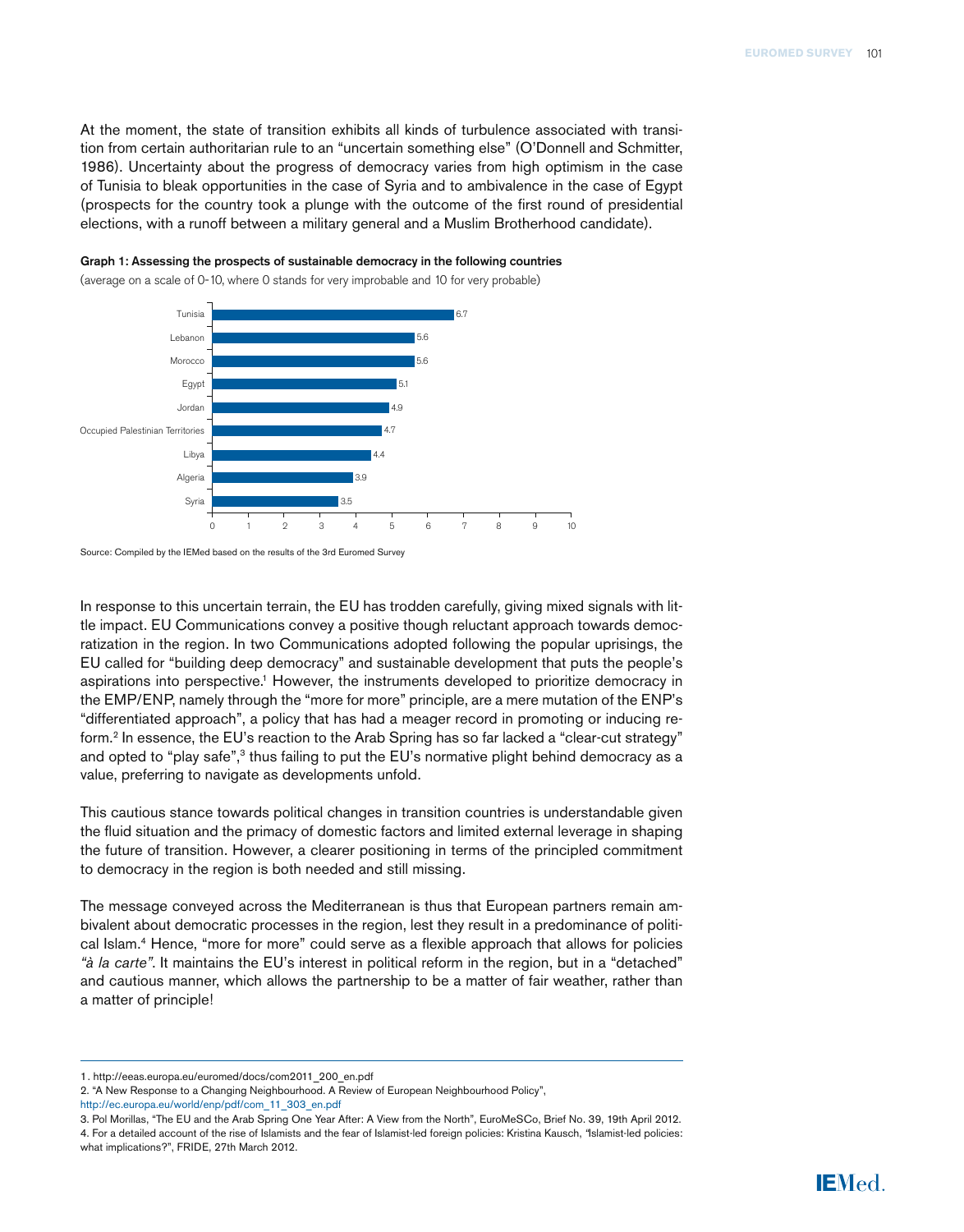At the moment, the state of transition exhibits all kinds of turbulence associated with transition from certain authoritarian rule to an "uncertain something else" (O'Donnell and Schmitter, 1986). Uncertainty about the progress of democracy varies from high optimism in the case of Tunisia to bleak opportunities in the case of Syria and to ambivalence in the case of Egypt (prospects for the country took a plunge with the outcome of the first round of presidential elections, with a runoff between a military general and a Muslim Brotherhood candidate).

**Graph 1: Assessing the prospects of sustainable democracy in the following countries**

(average on a scale of 0-10, where 0 stands for very improbable and 10 for very probable)

| Country | Average |
| --- | --- |
| Tunisia | 6.7 |
| Lebanon | 5.6 |
| Morocco | 5.6 |
| Egypt | 5.1 |
| Jordan | 4.9 |
| Occupied Palestinian Territories | 4.7 |
| Libya | 4.4 |
| Algeria | 3.9 |
| Syria | 3.5 |

Source: Compiled by the IEMed based on the results of the 3rd Euromed Survey

In response to this uncertain terrain, the EU has trodden carefully, giving mixed signals with little impact. EU Communications convey a positive though reluctant approach towards democratization in the region. In two Communications adopted following the popular uprisings, the EU called for "building deep democracy" and sustainable development that puts the people's aspirations into perspective.[1] However, the instruments developed to prioritize democracy in the EMP/ENP, namely through the "more for more" principle, are a mere mutation of the ENP's "differentiated approach", a policy that has had a meager record in promoting or inducing reform.[2] In essence, the EU's reaction to the Arab Spring has so far lacked a "clear-cut strategy" and opted to "play safe",[3] thus failing to put the EU's normative plight behind democracy as a value, preferring to navigate as developments unfold.

This cautious stance towards political changes in transition countries is understandable given the fluid situation and the primacy of domestic factors and limited external leverage in shaping the future of transition. However, a clearer positioning in terms of the principled commitment to democracy in the region is both needed and still missing.

The message conveyed across the Mediterranean is thus that European partners remain ambivalent about democratic processes in the region, lest they result in a predominance of political Islam.[4] Hence, "more for more" could serve as a flexible approach that allows for policies *"à la carte"*. It maintains the EU's interest in political reform in the region, but in a "detached" and cautious manner, which allows the partnership to be a matter of fair weather, rather than a matter of principle!

---

1 . http://eeas.europa.eu/euromed/docs/com2011_200_en.pdf

2. "A New Response to a Changing Neighbourhood. A Review of European Neighbourhood Policy", http://ec.europa.eu/world/enp/pdf/com_11_303_en.pdf

3. Pol Morillas, "The EU and the Arab Spring One Year After: A View from the North", EuroMeSCo, Brief No. 39, 19th April 2012.

4. For a detailed account of the rise of Islamists and the fear of Islamist-led foreign policies: Kristina Kausch, "Islamist-led policies: what implications?", FRIDE, 27th March 2012.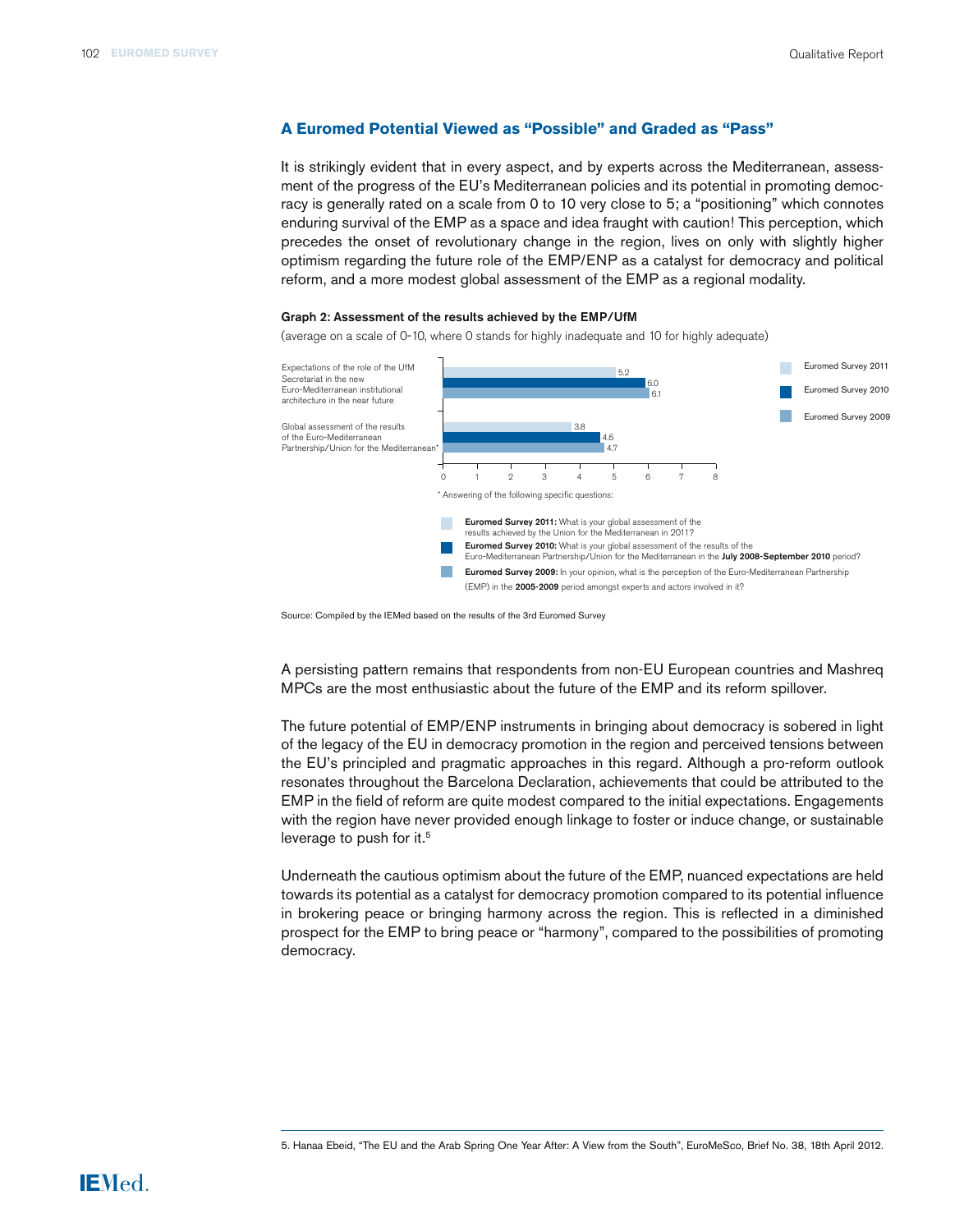## A Euromed Potential Viewed as "Possible" and Graded as "Pass"

It is strikingly evident that in every aspect, and by experts across the Mediterranean, assessment of the progress of the EU's Mediterranean policies and its potential in promoting democracy is generally rated on a scale from 0 to 10 very close to 5; a "positioning" which connotes enduring survival of the EMP as a space and idea fraught with caution! This perception, which precedes the onset of revolutionary change in the region, lives on only with slightly higher optimism regarding the future role of the EMP/ENP as a catalyst for democracy and political reform, and a more modest global assessment of the EMP as a regional modality.

**Graph 2: Assessment of the results achieved by the EMP/UfM**

(average on a scale of 0-10, where 0 stands for highly inadequate and 10 for highly adequate)

| | Euromed Survey 2011 | Euromed Survey 2010 | Euromed Survey 2009 |
|---|---|---|---|
| Expectations of the role of the UfM Secretariat in the new Euro-Mediterranean institutional architecture in the near future | 5.2 | 6.0 | 6.1 |
| Global assessment of the results of the Euro-Mediterranean Partnership/Union for the Mediterranean* | 3.8 | 4.6 | 4.7 |

\* Answering of the following specific questions:

- **Euromed Survey 2011:** What is your global assessment of the results achieved by the Union for the Mediterranean in 2011?
- **Euromed Survey 2010:** What is your global assessment of the results of the Euro-Mediterranean Partnership/Union for the Mediterranean in the **July 2008-September 2010** period?
- **Euromed Survey 2009:** In your opinion, what is the perception of the Euro-Mediterranean Partnership (EMP) in the **2005-2009** period amongst experts and actors involved in it?

Source: Compiled by the IEMed based on the results of the 3rd Euromed Survey

A persisting pattern remains that respondents from non-EU European countries and Mashreq MPCs are the most enthusiastic about the future of the EMP and its reform spillover.

The future potential of EMP/ENP instruments in bringing about democracy is sobered in light of the legacy of the EU in democracy promotion in the region and perceived tensions between the EU's principled and pragmatic approaches in this regard. Although a pro-reform outlook resonates throughout the Barcelona Declaration, achievements that could be attributed to the EMP in the field of reform are quite modest compared to the initial expectations. Engagements with the region have never provided enough linkage to foster or induce change, or sustainable leverage to push for it.[5]

Underneath the cautious optimism about the future of the EMP, nuanced expectations are held towards its potential as a catalyst for democracy promotion compared to its potential influence in brokering peace or bringing harmony across the region. This is reflected in a diminished prospect for the EMP to bring peace or "harmony", compared to the possibilities of promoting democracy.

5. Hanaa Ebeid, "The EU and the Arab Spring One Year After: A View from the South", EuroMeSco, Brief No. 38, 18th April 2012.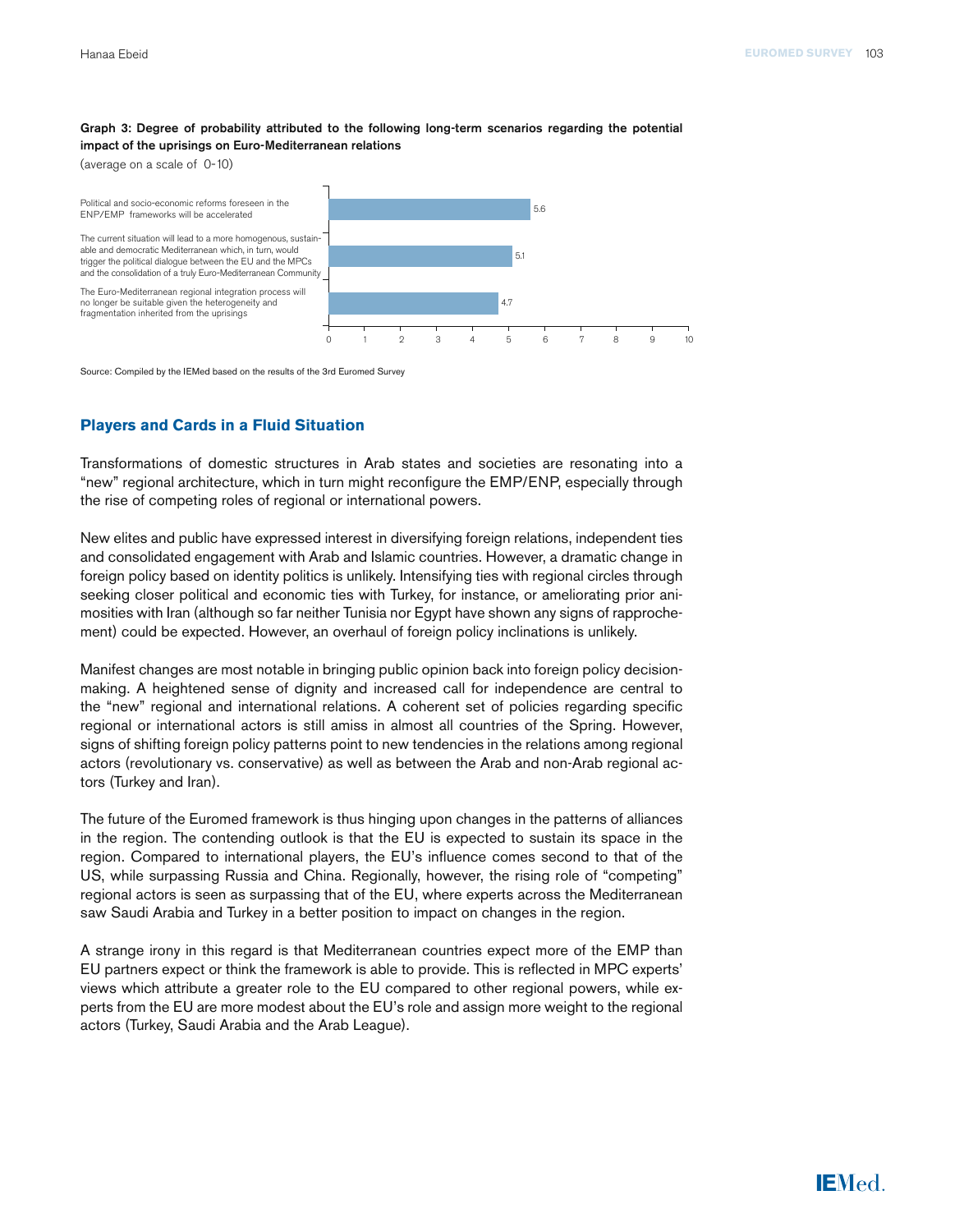**Graph 3: Degree of probability attributed to the following long-term scenarios regarding the potential impact of the uprisings on Euro-Mediterranean relations**

(average on a scale of 0-10)

| Scenario | Average |
|---|---|
| Political and socio-economic reforms foreseen in the ENP/EMP frameworks will be accelerated | 5.6 |
| The current situation will lead to a more homogenous, sustainable and democratic Mediterranean which, in turn, would trigger the political dialogue between the EU and the MPCs and the consolidation of a truly Euro-Mediterranean Community | 5.1 |
| The Euro-Mediterranean regional integration process will no longer be suitable given the heterogeneity and fragmentation inherited from the uprisings | 4.7 |

Source: Compiled by the IEMed based on the results of the 3rd Euromed Survey

## Players and Cards in a Fluid Situation

Transformations of domestic structures in Arab states and societies are resonating into a "new" regional architecture, which in turn might reconfigure the EMP/ENP, especially through the rise of competing roles of regional or international powers.

New elites and public have expressed interest in diversifying foreign relations, independent ties and consolidated engagement with Arab and Islamic countries. However, a dramatic change in foreign policy based on identity politics is unlikely. Intensifying ties with regional circles through seeking closer political and economic ties with Turkey, for instance, or ameliorating prior animosities with Iran (although so far neither Tunisia nor Egypt have shown any signs of rapprochement) could be expected. However, an overhaul of foreign policy inclinations is unlikely.

Manifest changes are most notable in bringing public opinion back into foreign policy decision-making. A heightened sense of dignity and increased call for independence are central to the "new" regional and international relations. A coherent set of policies regarding specific regional or international actors is still amiss in almost all countries of the Spring. However, signs of shifting foreign policy patterns point to new tendencies in the relations among regional actors (revolutionary vs. conservative) as well as between the Arab and non-Arab regional actors (Turkey and Iran).

The future of the Euromed framework is thus hinging upon changes in the patterns of alliances in the region. The contending outlook is that the EU is expected to sustain its space in the region. Compared to international players, the EU's influence comes second to that of the US, while surpassing Russia and China. Regionally, however, the rising role of "competing" regional actors is seen as surpassing that of the EU, where experts across the Mediterranean saw Saudi Arabia and Turkey in a better position to impact on changes in the region.

A strange irony in this regard is that Mediterranean countries expect more of the EMP than EU partners expect or think the framework is able to provide. This is reflected in MPC experts' views which attribute a greater role to the EU compared to other regional powers, while experts from the EU are more modest about the EU's role and assign more weight to the regional actors (Turkey, Saudi Arabia and the Arab League).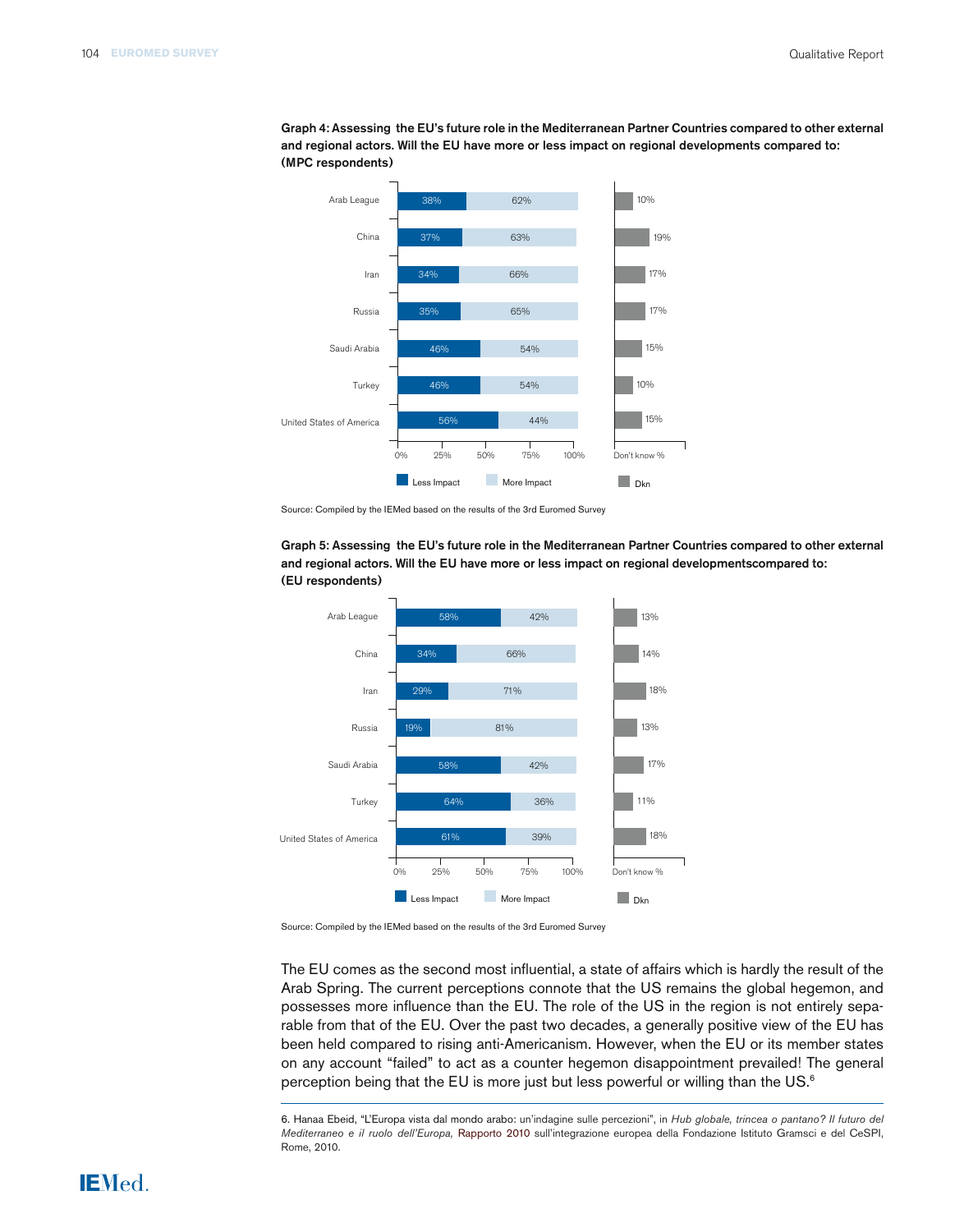**Graph 4: Assessing the EU's future role in the Mediterranean Partner Countries compared to other external and regional actors. Will the EU have more or less impact on regional developments compared to: (MPC respondents)**

| | Less Impact | More Impact | Dkn (Don't know %) |
|---|---|---|---|
| Arab League | 38% | 62% | 10% |
| China | 37% | 63% | 19% |
| Iran | 34% | 66% | 17% |
| Russia | 35% | 65% | 17% |
| Saudi Arabia | 46% | 54% | 15% |
| Turkey | 46% | 54% | 10% |
| United States of America | 56% | 44% | 15% |

Source: Compiled by the IEMed based on the results of the 3rd Euromed Survey

**Graph 5: Assessing the EU's future role in the Mediterranean Partner Countries compared to other external and regional actors. Will the EU have more or less impact on regional developmentscompared to: (EU respondents)**

| | Less Impact | More Impact | Dkn (Don't know %) |
|---|---|---|---|
| Arab League | 58% | 42% | 13% |
| China | 34% | 66% | 14% |
| Iran | 29% | 71% | 18% |
| Russia | 19% | 81% | 13% |
| Saudi Arabia | 58% | 42% | 17% |
| Turkey | 64% | 36% | 11% |
| United States of America | 61% | 39% | 18% |

Source: Compiled by the IEMed based on the results of the 3rd Euromed Survey

The EU comes as the second most influential, a state of affairs which is hardly the result of the Arab Spring. The current perceptions connote that the US remains the global hegemon, and possesses more influence than the EU. The role of the US in the region is not entirely separable from that of the EU. Over the past two decades, a generally positive view of the EU has been held compared to rising anti-Americanism. However, when the EU or its member states on any account "failed" to act as a counter hegemon disappointment prevailed! The general perception being that the EU is more just but less powerful or willing than the US.[6]

6. Hanaa Ebeid, "L'Europa vista dal mondo arabo: un'indagine sulle percezioni", in *Hub globale, trincea o pantano? Il futuro del Mediterraneo e il ruolo dell'Europa,* Rapporto 2010 sull'integrazione europea della Fondazione Istituto Gramsci e del CeSPI, Rome, 2010.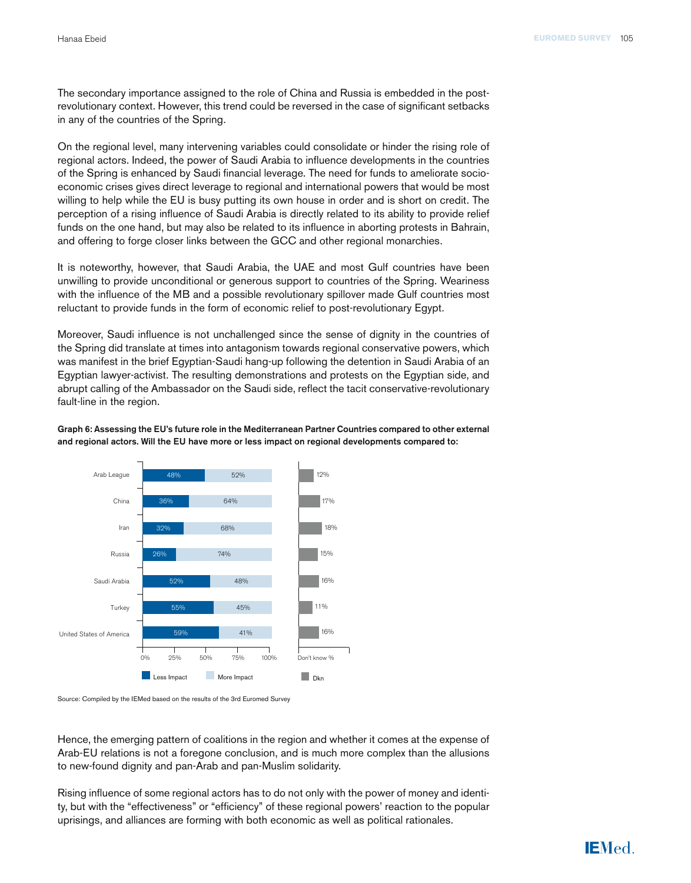The secondary importance assigned to the role of China and Russia is embedded in the post-revolutionary context. However, this trend could be reversed in the case of significant setbacks in any of the countries of the Spring.

On the regional level, many intervening variables could consolidate or hinder the rising role of regional actors. Indeed, the power of Saudi Arabia to influence developments in the countries of the Spring is enhanced by Saudi financial leverage. The need for funds to ameliorate socio-economic crises gives direct leverage to regional and international powers that would be most willing to help while the EU is busy putting its own house in order and is short on credit. The perception of a rising influence of Saudi Arabia is directly related to its ability to provide relief funds on the one hand, but may also be related to its influence in aborting protests in Bahrain, and offering to forge closer links between the GCC and other regional monarchies.

It is noteworthy, however, that Saudi Arabia, the UAE and most Gulf countries have been unwilling to provide unconditional or generous support to countries of the Spring. Weariness with the influence of the MB and a possible revolutionary spillover made Gulf countries most reluctant to provide funds in the form of economic relief to post-revolutionary Egypt.

Moreover, Saudi influence is not unchallenged since the sense of dignity in the countries of the Spring did translate at times into antagonism towards regional conservative powers, which was manifest in the brief Egyptian-Saudi hang-up following the detention in Saudi Arabia of an Egyptian lawyer-activist. The resulting demonstrations and protests on the Egyptian side, and abrupt calling of the Ambassador on the Saudi side, reflect the tacit conservative-revolutionary fault-line in the region.

**Graph 6: Assessing the EU's future role in the Mediterranean Partner Countries compared to other external and regional actors. Will the EU have more or less impact on regional developments compared to:**

| | Less Impact | More Impact | Dkn (Don't know %) |
|---|---|---|---|
| Arab League | 48% | 52% | 12% |
| China | 36% | 64% | 17% |
| Iran | 32% | 68% | 18% |
| Russia | 26% | 74% | 15% |
| Saudi Arabia | 52% | 48% | 16% |
| Turkey | 55% | 45% | 11% |
| United States of America | 59% | 41% | 16% |

Source: Compiled by the IEMed based on the results of the 3rd Euromed Survey

Hence, the emerging pattern of coalitions in the region and whether it comes at the expense of Arab-EU relations is not a foregone conclusion, and is much more complex than the allusions to new-found dignity and pan-Arab and pan-Muslim solidarity.

Rising influence of some regional actors has to do not only with the power of money and identity, but with the "effectiveness" or "efficiency" of these regional powers' reaction to the popular uprisings, and alliances are forming with both economic as well as political rationales.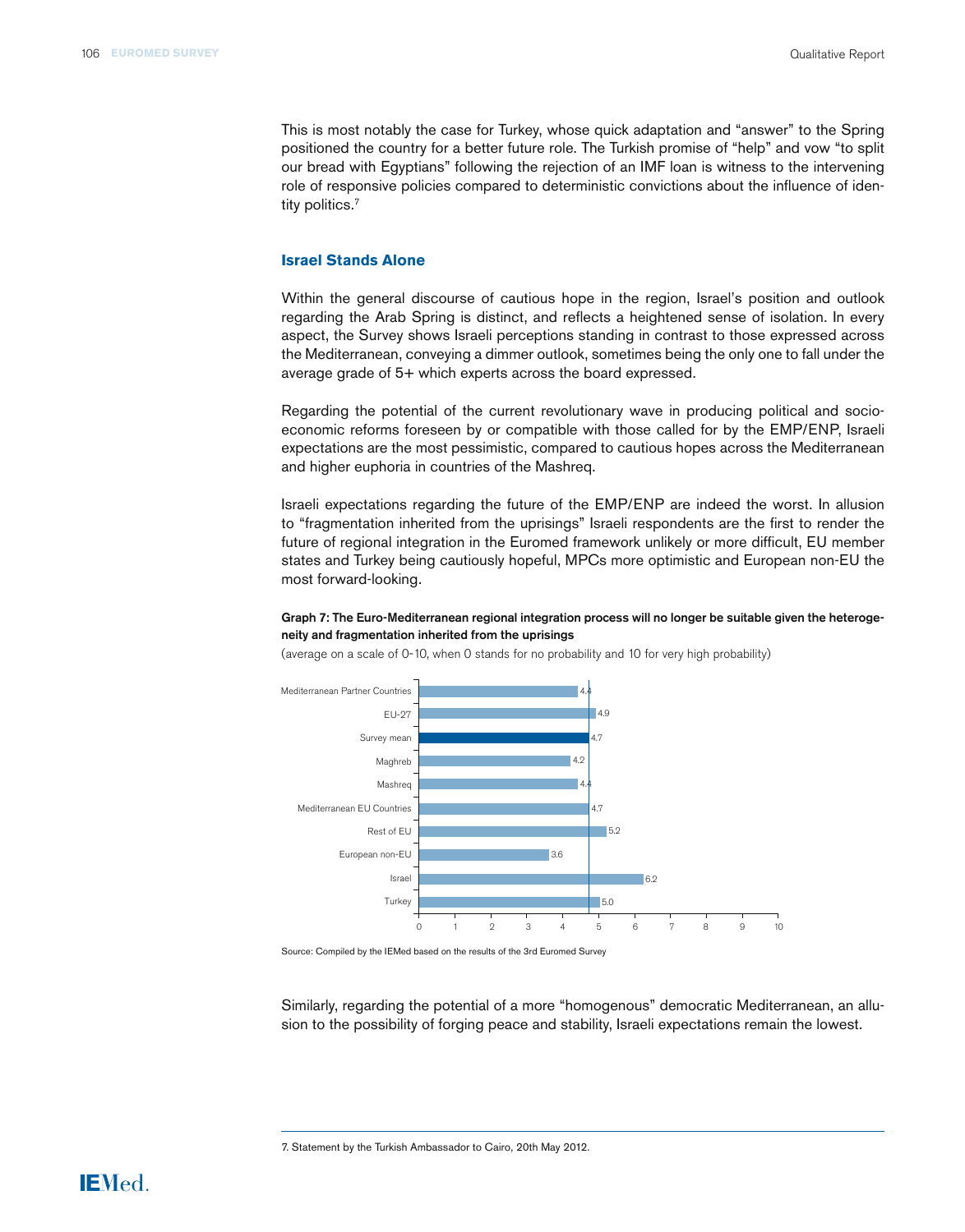This is most notably the case for Turkey, whose quick adaptation and "answer" to the Spring positioned the country for a better future role. The Turkish promise of "help" and vow "to split our bread with Egyptians" following the rejection of an IMF loan is witness to the intervening role of responsive policies compared to deterministic convictions about the influence of identity politics.[7]

## Israel Stands Alone

Within the general discourse of cautious hope in the region, Israel's position and outlook regarding the Arab Spring is distinct, and reflects a heightened sense of isolation. In every aspect, the Survey shows Israeli perceptions standing in contrast to those expressed across the Mediterranean, conveying a dimmer outlook, sometimes being the only one to fall under the average grade of 5+ which experts across the board expressed.

Regarding the potential of the current revolutionary wave in producing political and socio-economic reforms foreseen by or compatible with those called for by the EMP/ENP, Israeli expectations are the most pessimistic, compared to cautious hopes across the Mediterranean and higher euphoria in countries of the Mashreq.

Israeli expectations regarding the future of the EMP/ENP are indeed the worst. In allusion to "fragmentation inherited from the uprisings" Israeli respondents are the first to render the future of regional integration in the Euromed framework unlikely or more difficult, EU member states and Turkey being cautiously hopeful, MPCs more optimistic and European non-EU the most forward-looking.

**Graph 7: The Euro-Mediterranean regional integration process will no longer be suitable given the heterogeneity and fragmentation inherited from the uprisings**

(average on a scale of 0-10, when 0 stands for no probability and 10 for very high probability)

| | Average |
|---|---|
| Mediterranean Partner Countries | 4.4 |
| EU-27 | 4.9 |
| Survey mean | 4.7 |
| Maghreb | 4.2 |
| Mashreq | 4.4 |
| Mediterranean EU Countries | 4.7 |
| Rest of EU | 5.2 |
| European non-EU | 3.6 |
| Israel | 6.2 |
| Turkey | 5.0 |

Source: Compiled by the IEMed based on the results of the 3rd Euromed Survey

Similarly, regarding the potential of a more "homogenous" democratic Mediterranean, an allusion to the possibility of forging peace and stability, Israeli expectations remain the lowest.

7. Statement by the Turkish Ambassador to Cairo, 20th May 2012.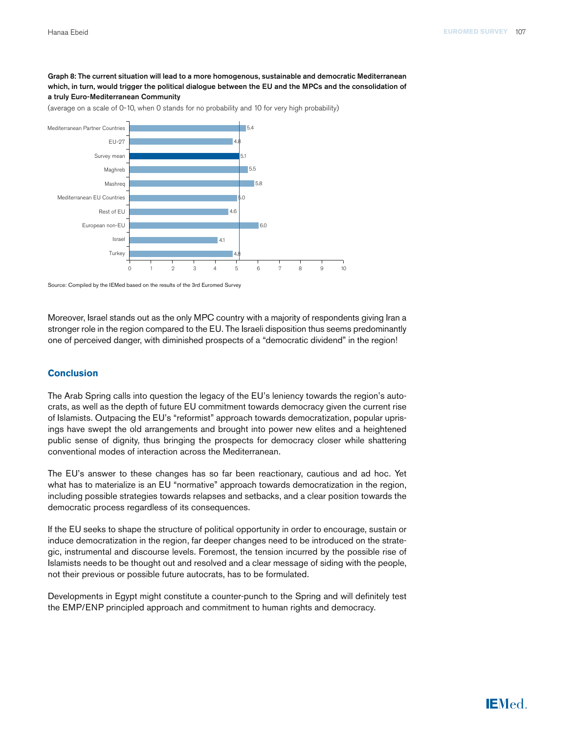**Graph 8: The current situation will lead to a more homogenous, sustainable and democratic Mediterranean which, in turn, would trigger the political dialogue between the EU and the MPCs and the consolidation of a truly Euro-Mediterranean Community**

(average on a scale of 0-10, when 0 stands for no probability and 10 for very high probability)

Mediterranean Partner Countries 5.4
EU-27 4.8
Survey mean 5.1
Maghreb 5.5
Mashreq 5.8
Mediterranean EU Countries 5.0
Rest of EU 4.6
European non-EU 6.0
Israel 4.1
Turkey 4.8

0 1 2 3 4 5 6 7 8 9 10

Source: Compiled by the IEMed based on the results of the 3rd Euromed Survey

Moreover, Israel stands out as the only MPC country with a majority of respondents giving Iran a stronger role in the region compared to the EU. The Israeli disposition thus seems predominantly one of perceived danger, with diminished prospects of a "democratic dividend" in the region!

## Conclusion

The Arab Spring calls into question the legacy of the EU's leniency towards the region's autocrats, as well as the depth of future EU commitment towards democracy given the current rise of Islamists. Outpacing the EU's "reformist" approach towards democratization, popular uprisings have swept the old arrangements and brought into power new elites and a heightened public sense of dignity, thus bringing the prospects for democracy closer while shattering conventional modes of interaction across the Mediterranean.

The EU's answer to these changes has so far been reactionary, cautious and ad hoc. Yet what has to materialize is an EU "normative" approach towards democratization in the region, including possible strategies towards relapses and setbacks, and a clear position towards the democratic process regardless of its consequences.

If the EU seeks to shape the structure of political opportunity in order to encourage, sustain or induce democratization in the region, far deeper changes need to be introduced on the strategic, instrumental and discourse levels. Foremost, the tension incurred by the possible rise of Islamists needs to be thought out and resolved and a clear message of siding with the people, not their previous or possible future autocrats, has to be formulated.

Developments in Egypt might constitute a counter-punch to the Spring and will definitely test the EMP/ENP principled approach and commitment to human rights and democracy.